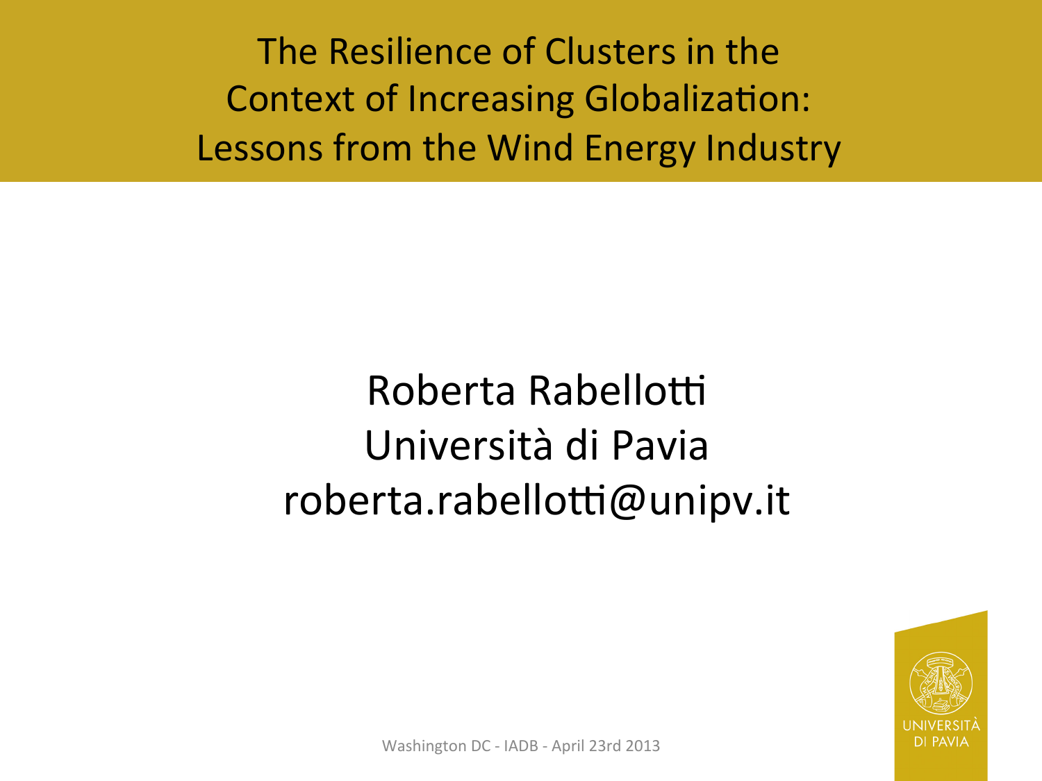# The Resilience of Clusters in the Context of Increasing Globalization: Lessons from the Wind Energy Industry

Roberta Rabellotti

Università di Pavia

roberta.rabellotti@unipv.it

Washington DC - IADB - April 23rd 2013

UNIVERSITÀ DI PAVIA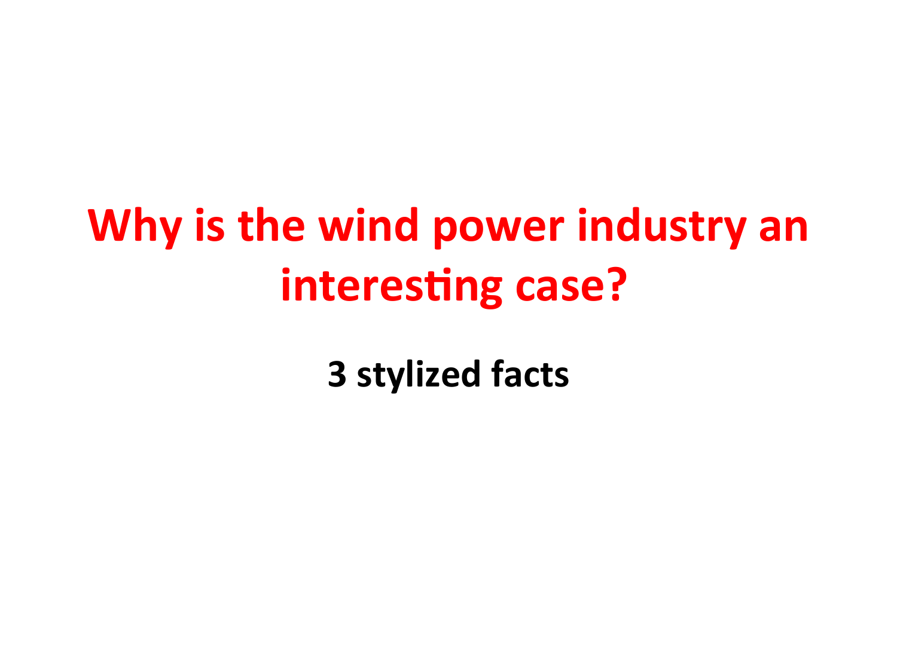# Why is the wind power industry an interesting case?

**3 stylized facts**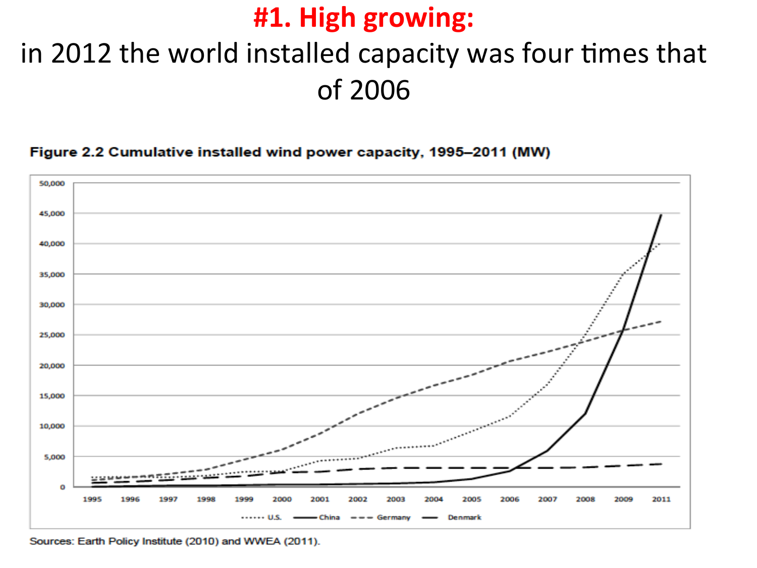# #1. High growing:

in 2012 the world installed capacity was four times that of 2006

**Figure 2.2 Cumulative installed wind power capacity, 1995–2011 (MW)**

Sources: Earth Policy Institute (2010) and WWEA (2011).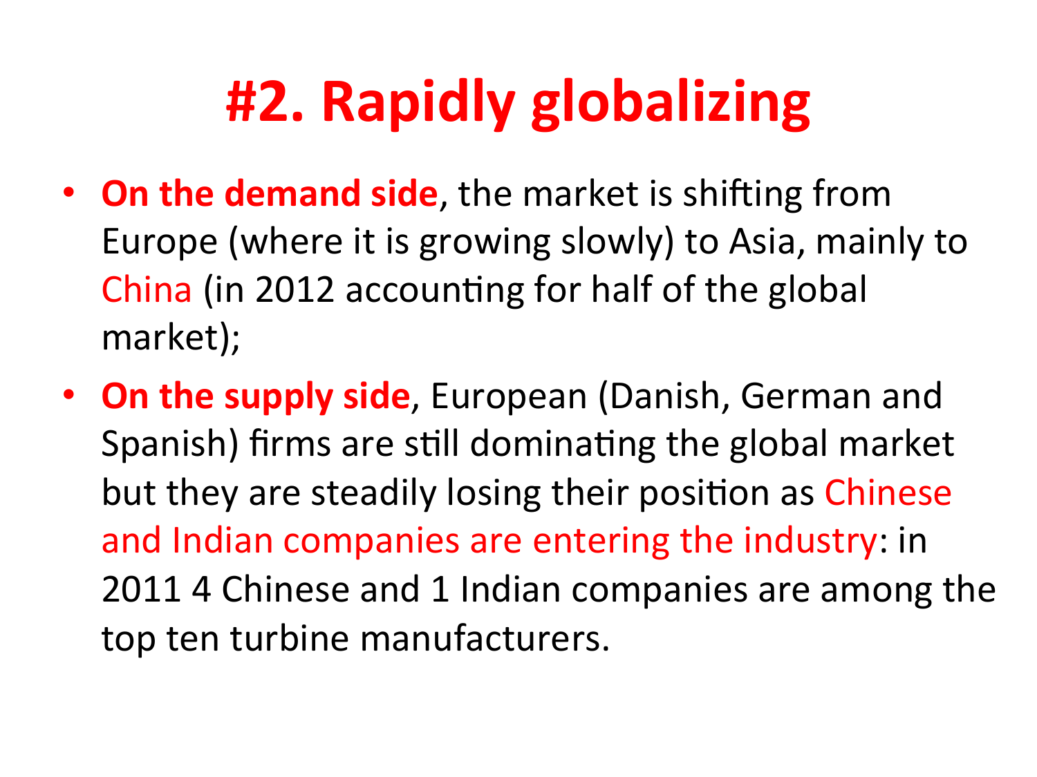# #2. Rapidly globalizing

- **On the demand side**, the market is shifting from Europe (where it is growing slowly) to Asia, mainly to China (in 2012 accounting for half of the global market);
- **On the supply side**, European (Danish, German and Spanish) firms are still dominating the global market but they are steadily losing their position as Chinese and Indian companies are entering the industry: in 2011 4 Chinese and 1 Indian companies are among the top ten turbine manufacturers.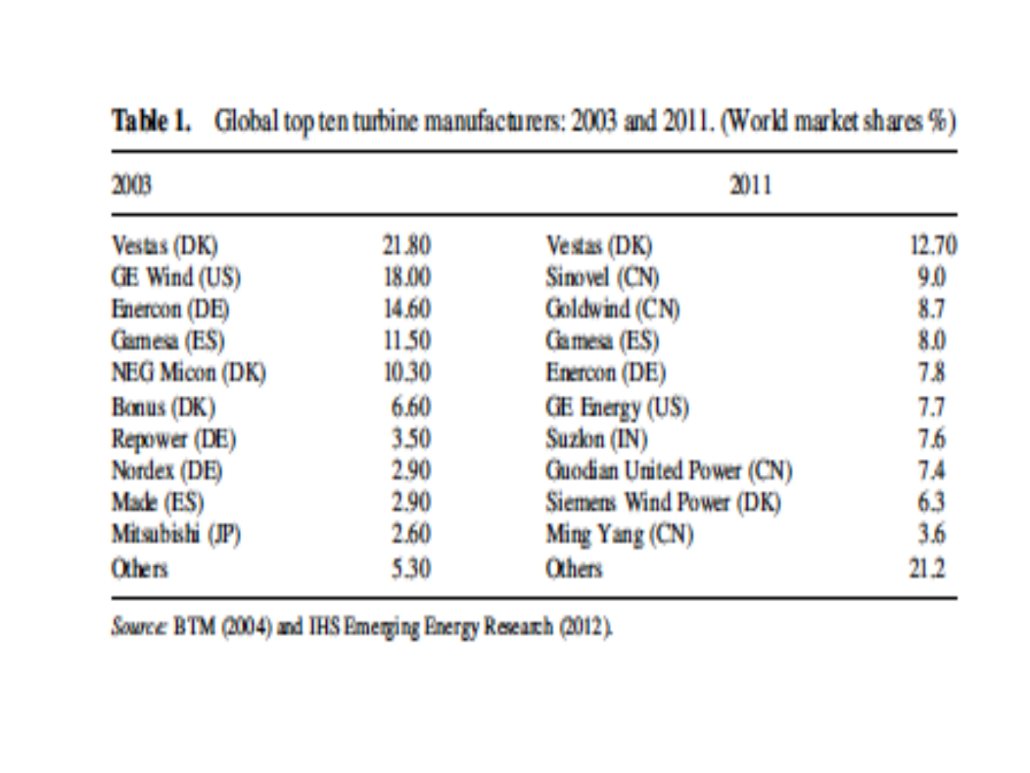**Table 1.** Global top ten turbine manufacturers: 2003 and 2011. (World market shares %)

| 2003 | | 2011 | |
|---|---|---|---|
| Vestas (DK) | 21.80 | Vestas (DK) | 12.70 |
| GE Wind (US) | 18.00 | Sinovel (CN) | 9.0 |
| Enercon (DE) | 14.60 | Goldwind (CN) | 8.7 |
| Gamesa (ES) | 11.50 | Gamesa (ES) | 8.0 |
| NEG Micon (DK) | 10.30 | Enercon (DE) | 7.8 |
| Bonus (DK) | 6.60 | GE Energy (US) | 7.7 |
| Repower (DE) | 3.50 | Suzlon (IN) | 7.6 |
| Nordex (DE) | 2.90 | Guodian United Power (CN) | 7.4 |
| Made (ES) | 2.90 | Siemens Wind Power (DK) | 6.3 |
| Mitsubishi (JP) | 2.60 | Ming Yang (CN) | 3.6 |
| Others | 5.30 | Others | 21.2 |

*Source:* BTM (2004) and IHS Emerging Energy Research (2012).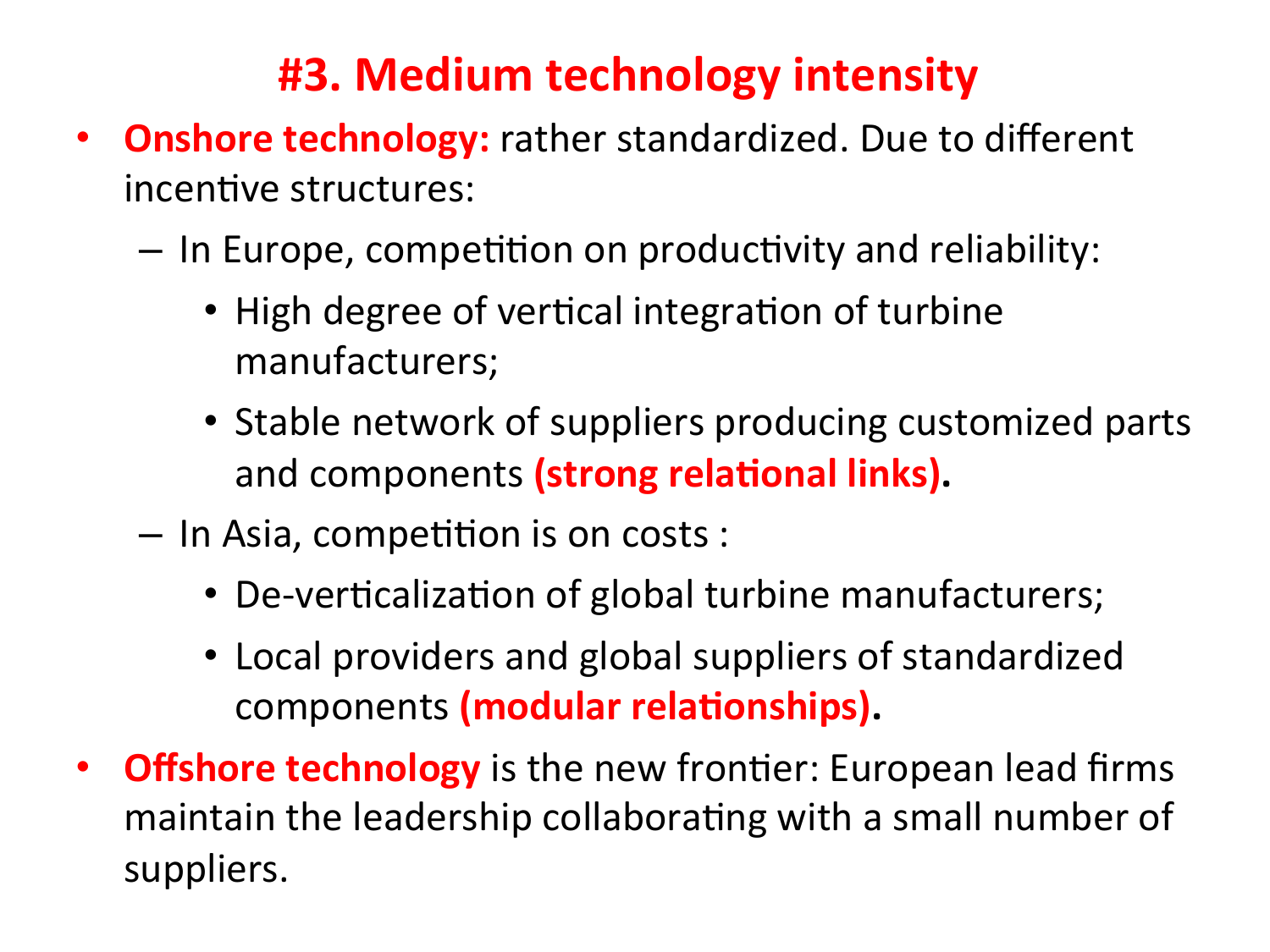# #3. Medium technology intensity

- **Onshore technology:** rather standardized. Due to different incentive structures:
  - In Europe, competition on productivity and reliability:
    - High degree of vertical integration of turbine manufacturers;
    - Stable network of suppliers producing customized parts and components **(strong relational links).**
  - In Asia, competition is on costs :
    - De-verticalization of global turbine manufacturers;
    - Local providers and global suppliers of standardized components **(modular relationships).**
- **Offshore technology** is the new frontier: European lead firms maintain the leadership collaborating with a small number of suppliers.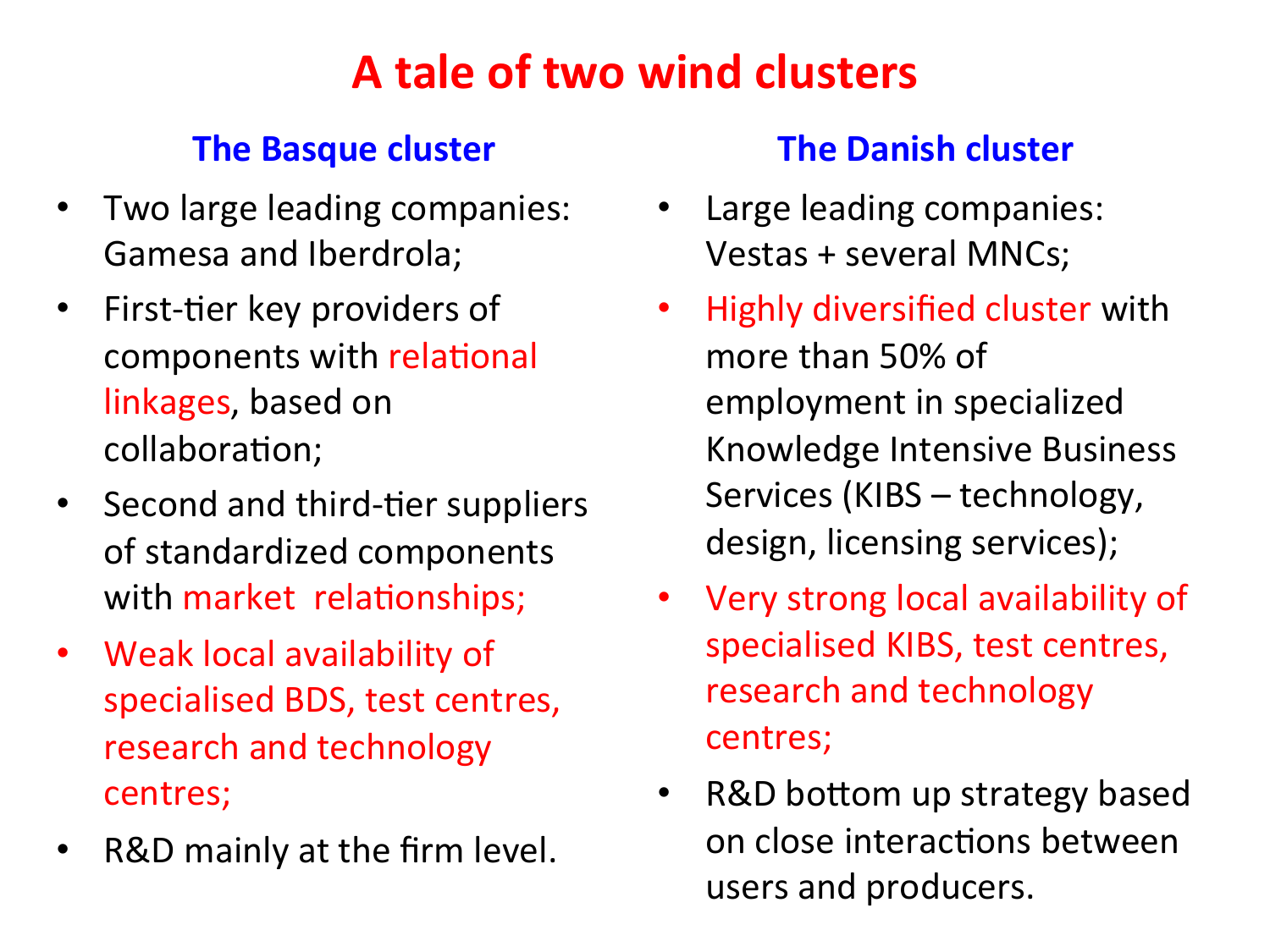# A tale of two wind clusters

## The Basque cluster

- Two large leading companies: Gamesa and Iberdrola;
- First-tier key providers of components with relational linkages, based on collaboration;
- Second and third-tier suppliers of standardized components with market relationships;
- Weak local availability of specialised BDS, test centres, research and technology centres;
- R&D mainly at the firm level.

## The Danish cluster

- Large leading companies: Vestas + several MNCs;
- Highly diversified cluster with more than 50% of employment in specialized Knowledge Intensive Business Services (KIBS – technology, design, licensing services);
- Very strong local availability of specialised KIBS, test centres, research and technology centres;
- R&D bottom up strategy based on close interactions between users and producers.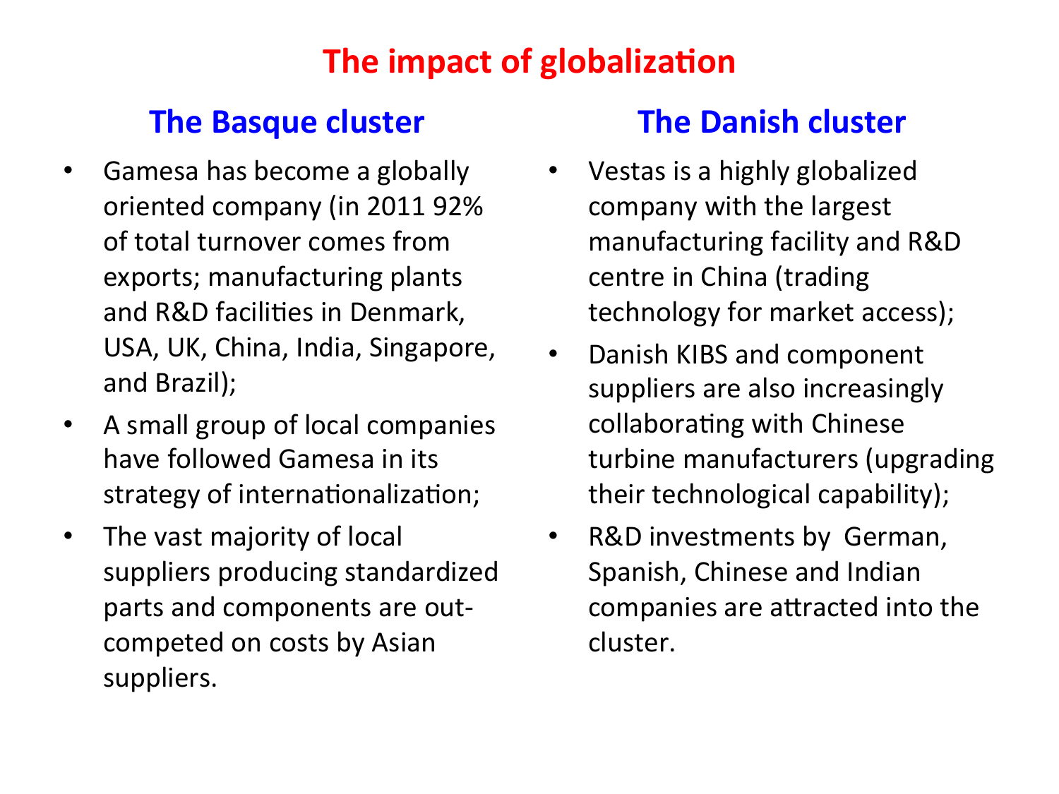# The impact of globalization

## The Basque cluster

- Gamesa has become a globally oriented company (in 2011 92% of total turnover comes from exports; manufacturing plants and R&D facilities in Denmark, USA, UK, China, India, Singapore, and Brazil);
- A small group of local companies have followed Gamesa in its strategy of internationalization;
- The vast majority of local suppliers producing standardized parts and components are out-competed on costs by Asian suppliers.

## The Danish cluster

- Vestas is a highly globalized company with the largest manufacturing facility and R&D centre in China (trading technology for market access);
- Danish KIBS and component suppliers are also increasingly collaborating with Chinese turbine manufacturers (upgrading their technological capability);
- R&D investments by German, Spanish, Chinese and Indian companies are attracted into the cluster.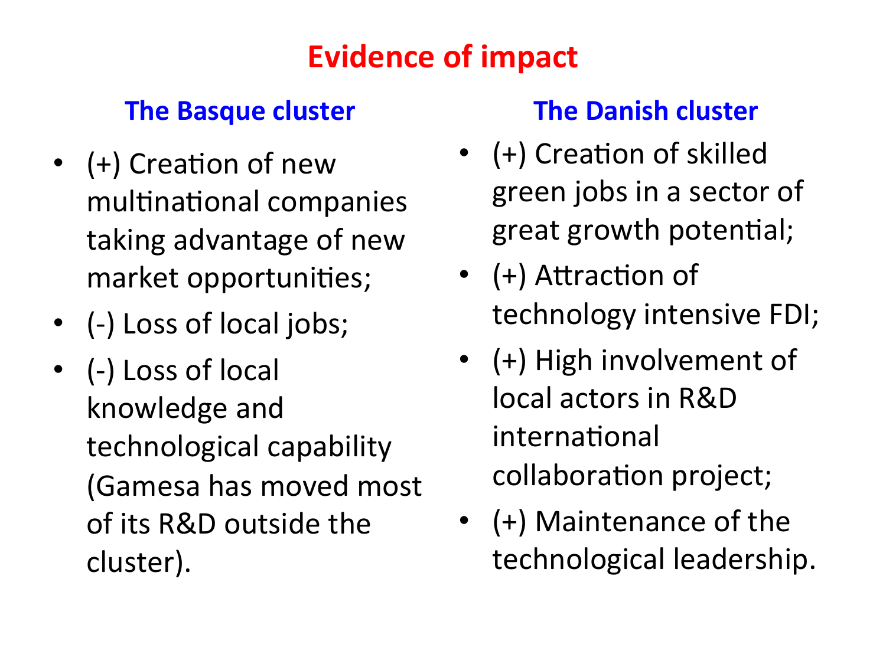# Evidence of impact

## The Basque cluster

- (+) Creation of new multinational companies taking advantage of new market opportunities;
- (-) Loss of local jobs;
- (-) Loss of local knowledge and technological capability (Gamesa has moved most of its R&D outside the cluster).

## The Danish cluster

- (+) Creation of skilled green jobs in a sector of great growth potential;
- (+) Attraction of technology intensive FDI;
- (+) High involvement of local actors in R&D international collaboration project;
- (+) Maintenance of the technological leadership.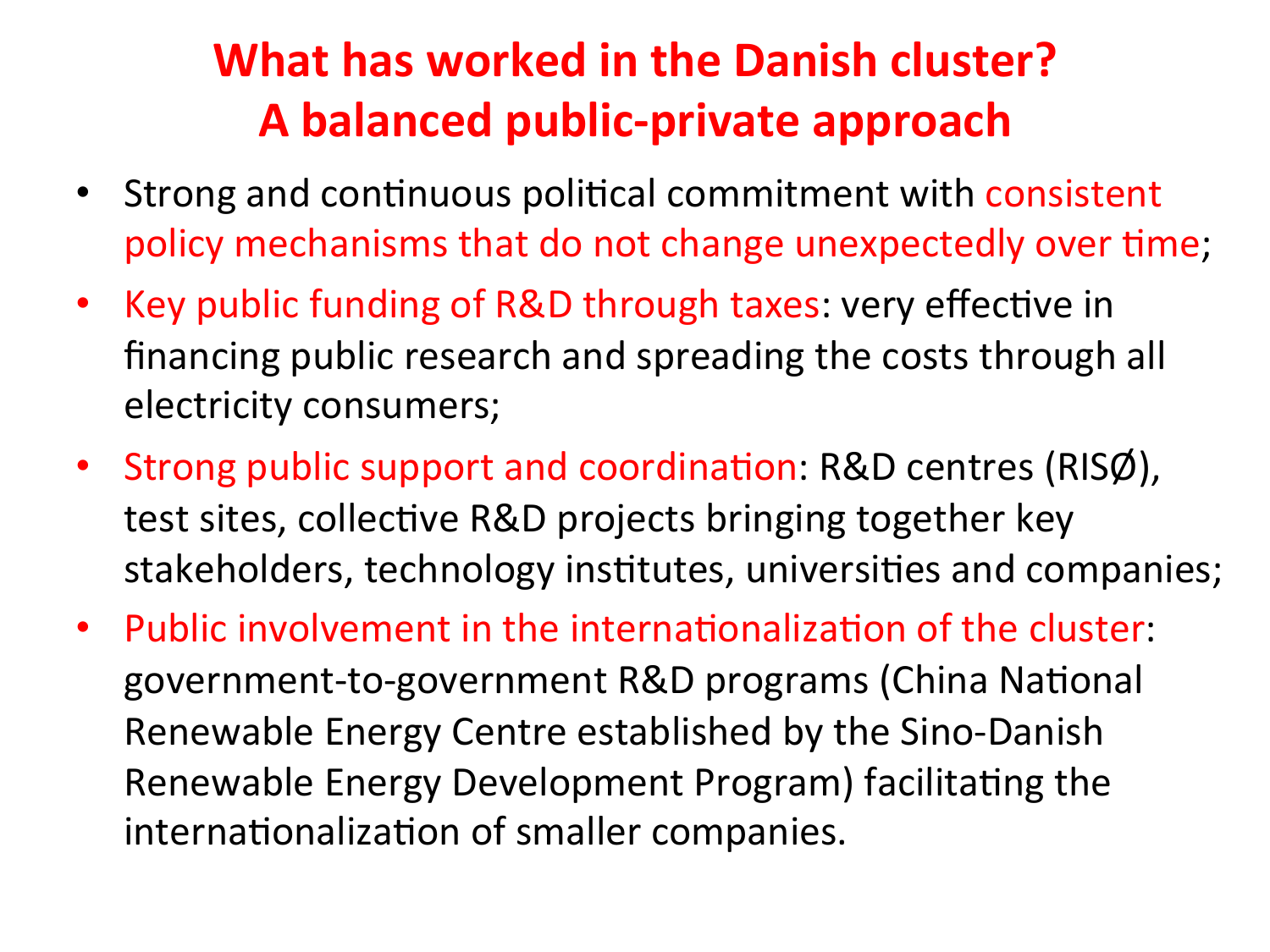# What has worked in the Danish cluster? A balanced public-private approach

- Strong and continuous political commitment with consistent policy mechanisms that do not change unexpectedly over time;
- Key public funding of R&D through taxes: very effective in financing public research and spreading the costs through all electricity consumers;
- Strong public support and coordination: R&D centres (RISØ), test sites, collective R&D projects bringing together key stakeholders, technology institutes, universities and companies;
- Public involvement in the internationalization of the cluster: government-to-government R&D programs (China National Renewable Energy Centre established by the Sino-Danish Renewable Energy Development Program) facilitating the internationalization of smaller companies.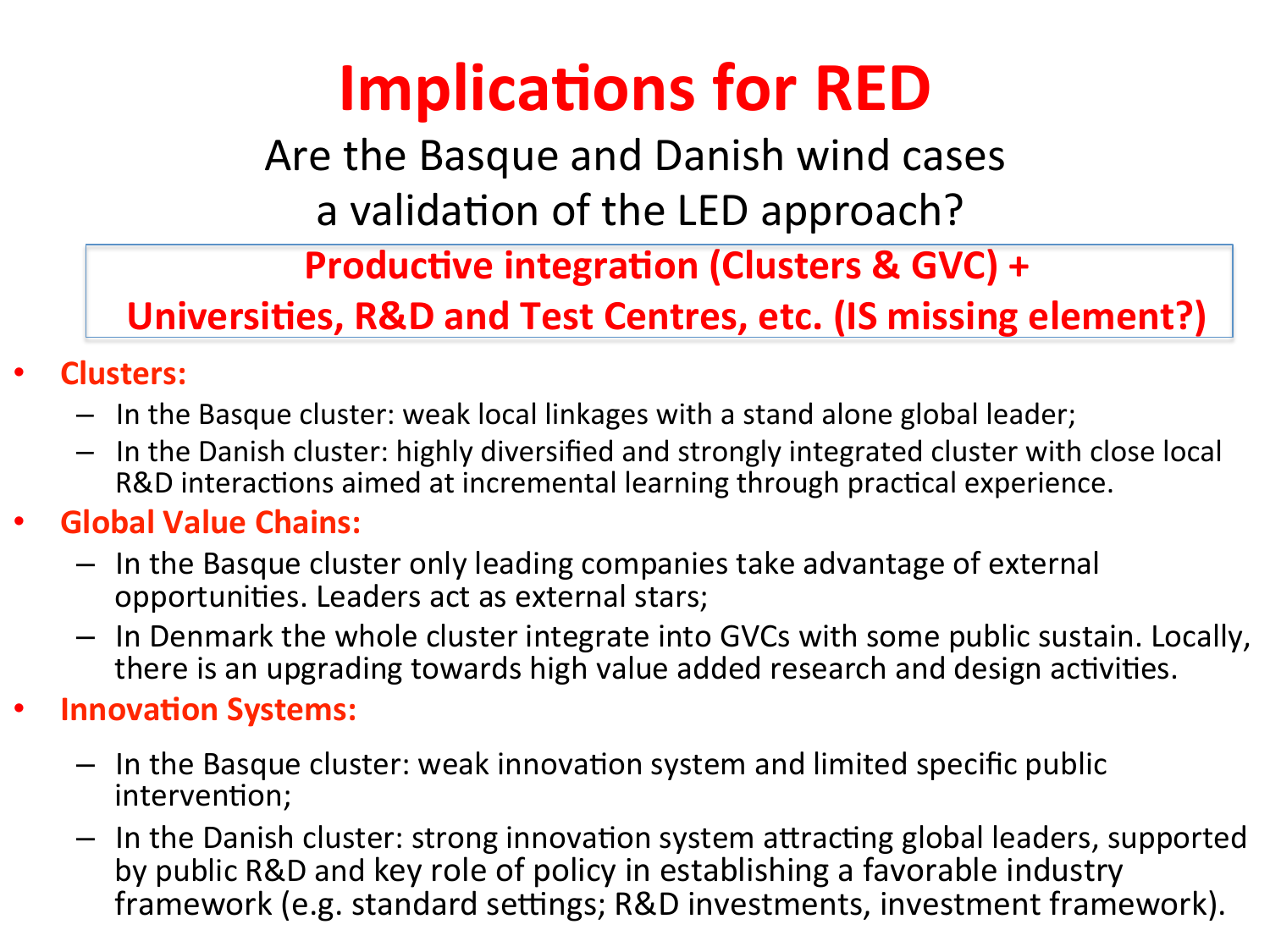# Implications for RED

## Are the Basque and Danish wind cases a validation of the LED approach?

**Productive integration (Clusters & GVC) + Universities, R&D and Test Centres, etc. (IS missing element?)**

- **Clusters:**
  - In the Basque cluster: weak local linkages with a stand alone global leader;
  - In the Danish cluster: highly diversified and strongly integrated cluster with close local R&D interactions aimed at incremental learning through practical experience.
- **Global Value Chains:**
  - In the Basque cluster only leading companies take advantage of external opportunities. Leaders act as external stars;
  - In Denmark the whole cluster integrate into GVCs with some public sustain. Locally, there is an upgrading towards high value added research and design activities.
- **Innovation Systems:**
  - In the Basque cluster: weak innovation system and limited specific public intervention;
  - In the Danish cluster: strong innovation system attracting global leaders, supported by public R&D and key role of policy in establishing a favorable industry framework (e.g. standard settings; R&D investments, investment framework).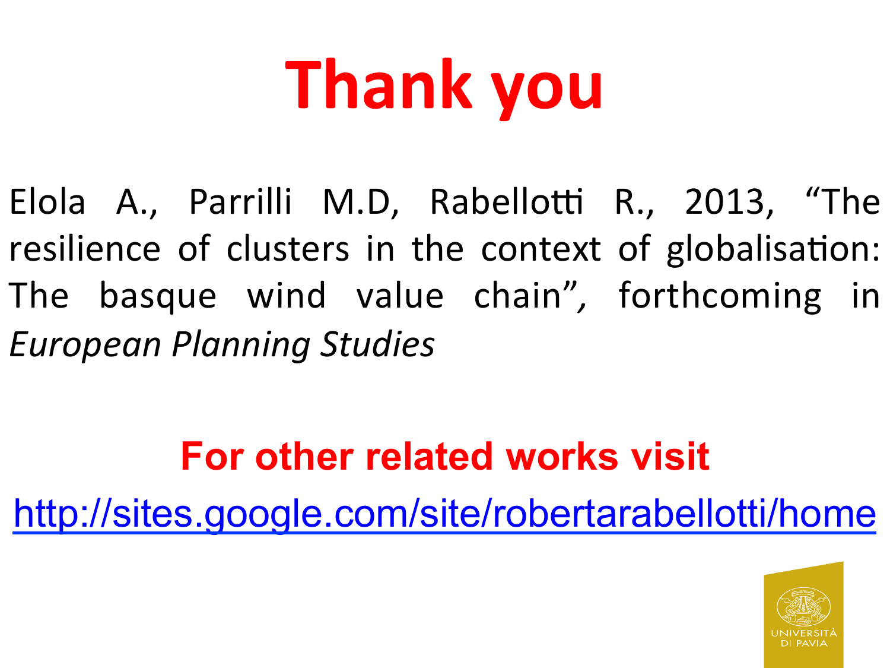# Thank you

Elola A., Parrilli M.D, Rabellotti R., 2013, "The resilience of clusters in the context of globalisation: The basque wind value chain", forthcoming in *European Planning Studies*

**For other related works visit**

http://sites.google.com/site/robertarabellotti/home

UNIVERSITÀ DI PAVIA